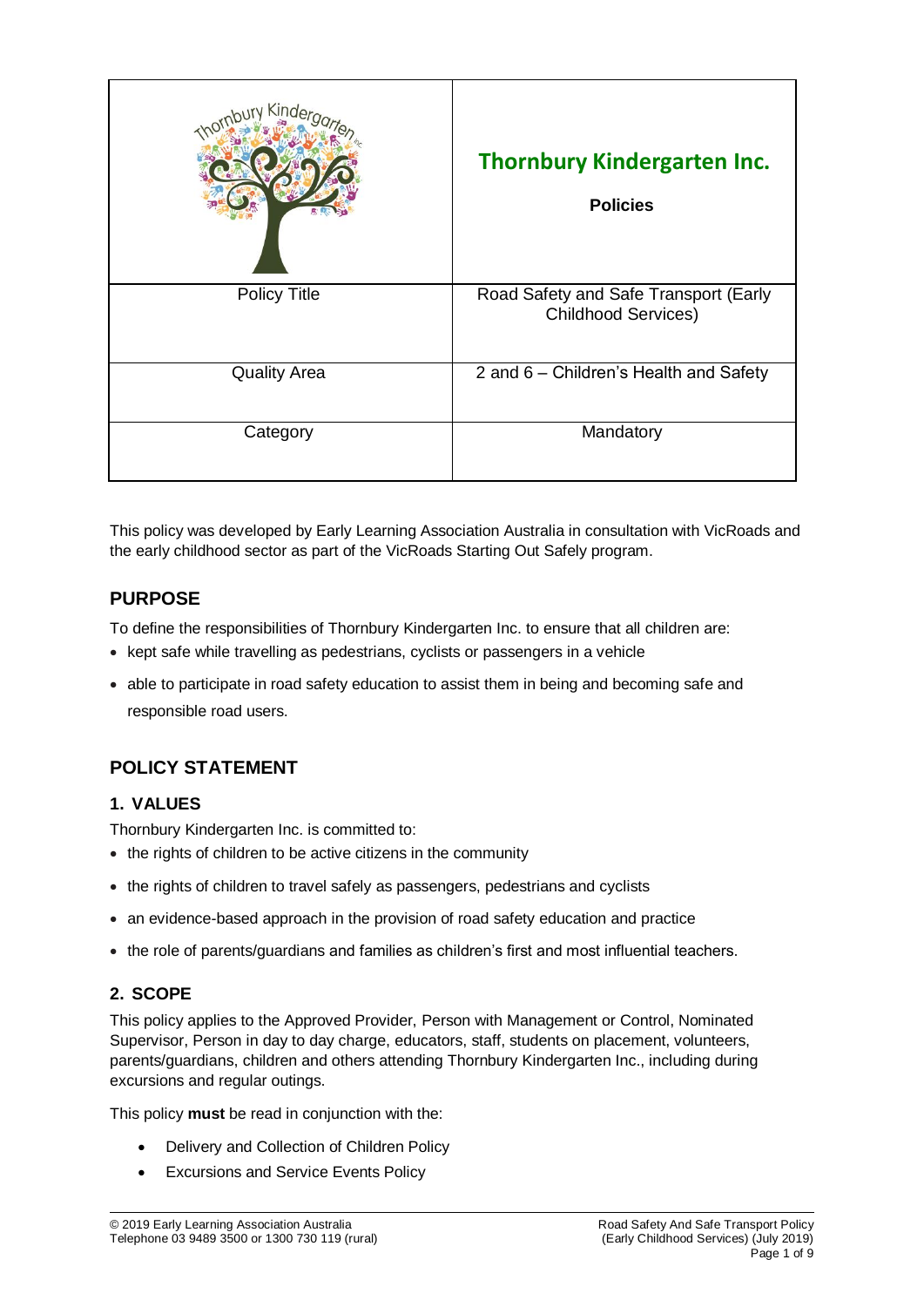| | Thornbury Kindergarten Inc. **Policies** |
|---|---|
| Policy Title | Road Safety and Safe Transport (Early Childhood Services) |
| Quality Area | 2 and 6 – Children's Health and Safety |
| Category | Mandatory |

This policy was developed by Early Learning Association Australia in consultation with VicRoads and the early childhood sector as part of the VicRoads Starting Out Safely program.

## PURPOSE

To define the responsibilities of Thornbury Kindergarten Inc. to ensure that all children are:

- kept safe while travelling as pedestrians, cyclists or passengers in a vehicle
- able to participate in road safety education to assist them in being and becoming safe and responsible road users.

## POLICY STATEMENT

### 1. VALUES

Thornbury Kindergarten Inc. is committed to:

- the rights of children to be active citizens in the community
- the rights of children to travel safely as passengers, pedestrians and cyclists
- an evidence-based approach in the provision of road safety education and practice
- the role of parents/guardians and families as children's first and most influential teachers.

### 2. SCOPE

This policy applies to the Approved Provider, Person with Management or Control, Nominated Supervisor, Person in day to day charge, educators, staff, students on placement, volunteers, parents/guardians, children and others attending Thornbury Kindergarten Inc., including during excursions and regular outings.

This policy **must** be read in conjunction with the:

- Delivery and Collection of Children Policy
- Excursions and Service Events Policy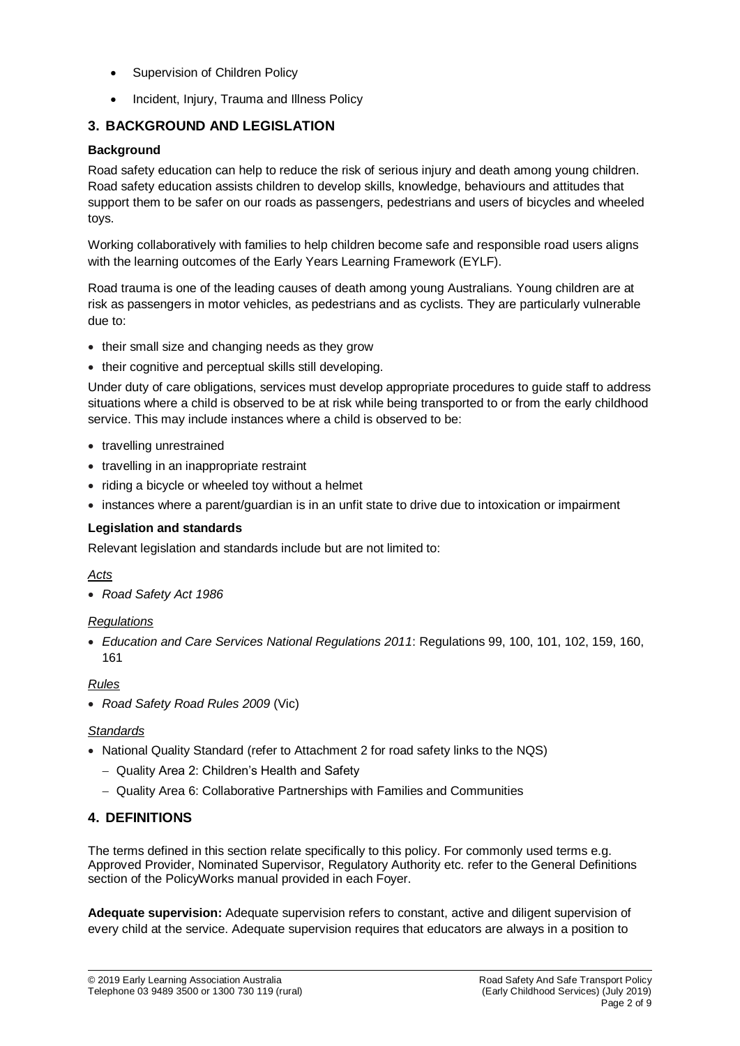- Supervision of Children Policy
- Incident, Injury, Trauma and Illness Policy

## 3. BACKGROUND AND LEGISLATION

### Background

Road safety education can help to reduce the risk of serious injury and death among young children. Road safety education assists children to develop skills, knowledge, behaviours and attitudes that support them to be safer on our roads as passengers, pedestrians and users of bicycles and wheeled toys.

Working collaboratively with families to help children become safe and responsible road users aligns with the learning outcomes of the Early Years Learning Framework (EYLF).

Road trauma is one of the leading causes of death among young Australians. Young children are at risk as passengers in motor vehicles, as pedestrians and as cyclists. They are particularly vulnerable due to:

- their small size and changing needs as they grow
- their cognitive and perceptual skills still developing.

Under duty of care obligations, services must develop appropriate procedures to guide staff to address situations where a child is observed to be at risk while being transported to or from the early childhood service. This may include instances where a child is observed to be:

- travelling unrestrained
- travelling in an inappropriate restraint
- riding a bicycle or wheeled toy without a helmet
- instances where a parent/guardian is in an unfit state to drive due to intoxication or impairment

### Legislation and standards

Relevant legislation and standards include but are not limited to:

*Acts*

- *Road Safety Act 1986*

*Regulations*

- *Education and Care Services National Regulations 2011*: Regulations 99, 100, 101, 102, 159, 160, 161

*Rules*

- *Road Safety Road Rules 2009* (Vic)

*Standards*

- National Quality Standard (refer to Attachment 2 for road safety links to the NQS)
  - Quality Area 2: Children's Health and Safety
  - Quality Area 6: Collaborative Partnerships with Families and Communities

## 4. DEFINITIONS

The terms defined in this section relate specifically to this policy. For commonly used terms e.g. Approved Provider, Nominated Supervisor, Regulatory Authority etc. refer to the General Definitions section of the PolicyWorks manual provided in each Foyer.

**Adequate supervision:** Adequate supervision refers to constant, active and diligent supervision of every child at the service. Adequate supervision requires that educators are always in a position to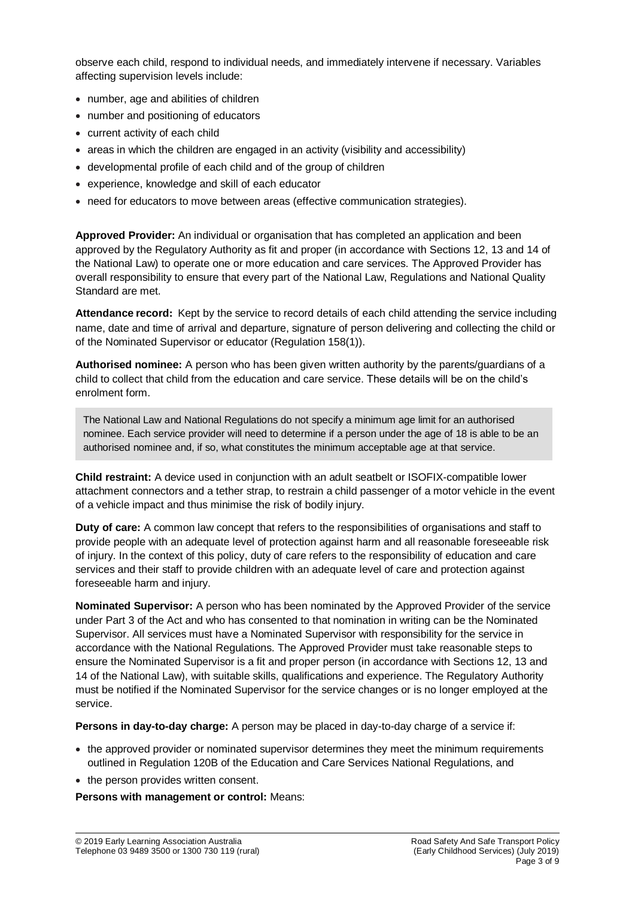observe each child, respond to individual needs, and immediately intervene if necessary. Variables affecting supervision levels include:

- number, age and abilities of children
- number and positioning of educators
- current activity of each child
- areas in which the children are engaged in an activity (visibility and accessibility)
- developmental profile of each child and of the group of children
- experience, knowledge and skill of each educator
- need for educators to move between areas (effective communication strategies).

**Approved Provider:** An individual or organisation that has completed an application and been approved by the Regulatory Authority as fit and proper (in accordance with Sections 12, 13 and 14 of the National Law) to operate one or more education and care services. The Approved Provider has overall responsibility to ensure that every part of the National Law, Regulations and National Quality Standard are met.

**Attendance record:** Kept by the service to record details of each child attending the service including name, date and time of arrival and departure, signature of person delivering and collecting the child or of the Nominated Supervisor or educator (Regulation 158(1)).

**Authorised nominee:** A person who has been given written authority by the parents/guardians of a child to collect that child from the education and care service. These details will be on the child's enrolment form.

> The National Law and National Regulations do not specify a minimum age limit for an authorised nominee. Each service provider will need to determine if a person under the age of 18 is able to be an authorised nominee and, if so, what constitutes the minimum acceptable age at that service.

**Child restraint:** A device used in conjunction with an adult seatbelt or ISOFIX-compatible lower attachment connectors and a tether strap, to restrain a child passenger of a motor vehicle in the event of a vehicle impact and thus minimise the risk of bodily injury.

**Duty of care:** A common law concept that refers to the responsibilities of organisations and staff to provide people with an adequate level of protection against harm and all reasonable foreseeable risk of injury. In the context of this policy, duty of care refers to the responsibility of education and care services and their staff to provide children with an adequate level of care and protection against foreseeable harm and injury.

**Nominated Supervisor:** A person who has been nominated by the Approved Provider of the service under Part 3 of the Act and who has consented to that nomination in writing can be the Nominated Supervisor. All services must have a Nominated Supervisor with responsibility for the service in accordance with the National Regulations. The Approved Provider must take reasonable steps to ensure the Nominated Supervisor is a fit and proper person (in accordance with Sections 12, 13 and 14 of the National Law), with suitable skills, qualifications and experience. The Regulatory Authority must be notified if the Nominated Supervisor for the service changes or is no longer employed at the service.

**Persons in day-to-day charge:** A person may be placed in day-to-day charge of a service if:

- the approved provider or nominated supervisor determines they meet the minimum requirements outlined in Regulation 120B of the Education and Care Services National Regulations, and
- the person provides written consent.

**Persons with management or control:** Means: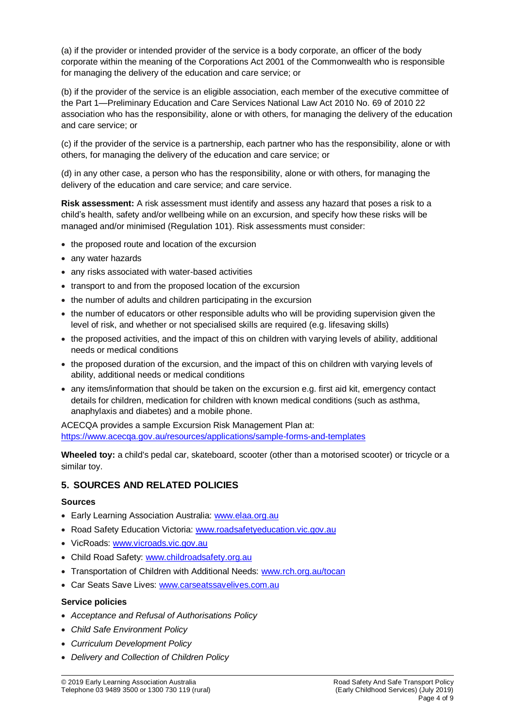(a) if the provider or intended provider of the service is a body corporate, an officer of the body corporate within the meaning of the Corporations Act 2001 of the Commonwealth who is responsible for managing the delivery of the education and care service; or

(b) if the provider of the service is an eligible association, each member of the executive committee of the Part 1—Preliminary Education and Care Services National Law Act 2010 No. 69 of 2010 22 association who has the responsibility, alone or with others, for managing the delivery of the education and care service; or

(c) if the provider of the service is a partnership, each partner who has the responsibility, alone or with others, for managing the delivery of the education and care service; or

(d) in any other case, a person who has the responsibility, alone or with others, for managing the delivery of the education and care service; and care service.

**Risk assessment:** A risk assessment must identify and assess any hazard that poses a risk to a child's health, safety and/or wellbeing while on an excursion, and specify how these risks will be managed and/or minimised (Regulation 101). Risk assessments must consider:

- the proposed route and location of the excursion
- any water hazards
- any risks associated with water-based activities
- transport to and from the proposed location of the excursion
- the number of adults and children participating in the excursion
- the number of educators or other responsible adults who will be providing supervision given the level of risk, and whether or not specialised skills are required (e.g. lifesaving skills)
- the proposed activities, and the impact of this on children with varying levels of ability, additional needs or medical conditions
- the proposed duration of the excursion, and the impact of this on children with varying levels of ability, additional needs or medical conditions
- any items/information that should be taken on the excursion e.g. first aid kit, emergency contact details for children, medication for children with known medical conditions (such as asthma, anaphylaxis and diabetes) and a mobile phone.

ACECQA provides a sample Excursion Risk Management Plan at: https://www.acecqa.gov.au/resources/applications/sample-forms-and-templates

**Wheeled toy:** a child's pedal car, skateboard, scooter (other than a motorised scooter) or tricycle or a similar toy.

## 5. SOURCES AND RELATED POLICIES

### Sources

- Early Learning Association Australia: www.elaa.org.au
- Road Safety Education Victoria: www.roadsafetyeducation.vic.gov.au
- VicRoads: www.vicroads.vic.gov.au
- Child Road Safety: www.childroadsafety.org.au
- Transportation of Children with Additional Needs: www.rch.org.au/tocan
- Car Seats Save Lives: www.carseatssavelives.com.au

### Service policies

- *Acceptance and Refusal of Authorisations Policy*
- *Child Safe Environment Policy*
- *Curriculum Development Policy*
- *Delivery and Collection of Children Policy*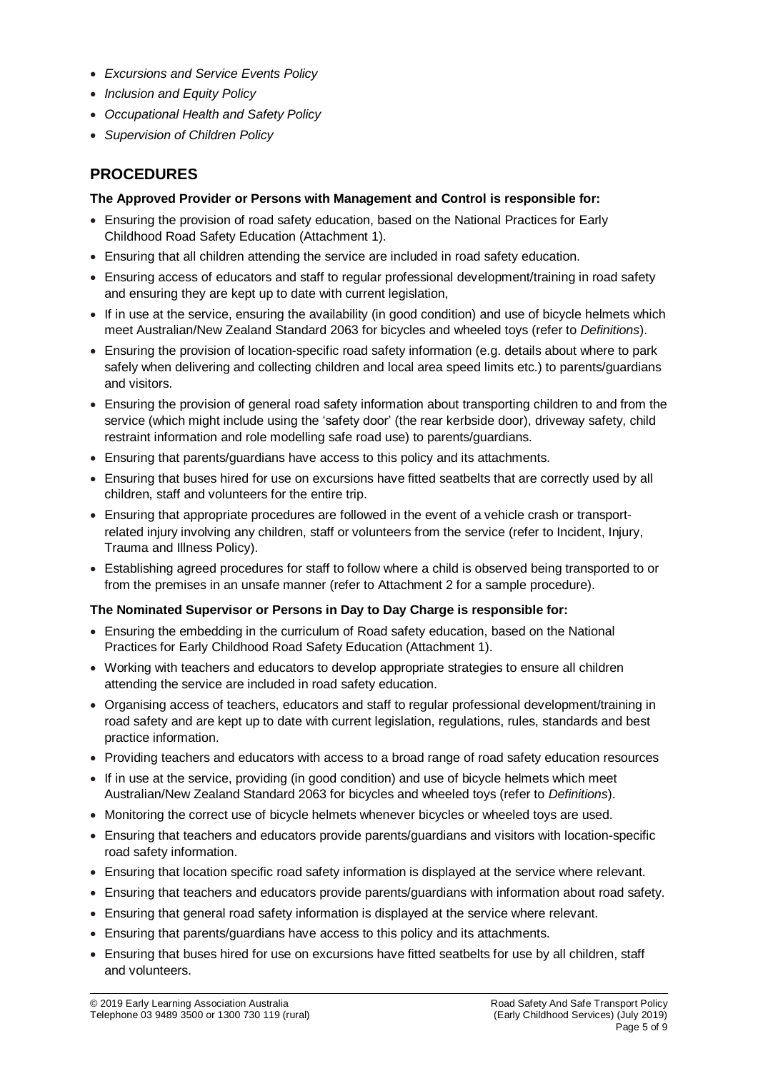- *Excursions and Service Events Policy*
- *Inclusion and Equity Policy*
- *Occupational Health and Safety Policy*
- *Supervision of Children Policy*

## PROCEDURES

**The Approved Provider or Persons with Management and Control is responsible for:**

- Ensuring the provision of road safety education, based on the National Practices for Early Childhood Road Safety Education (Attachment 1).
- Ensuring that all children attending the service are included in road safety education.
- Ensuring access of educators and staff to regular professional development/training in road safety and ensuring they are kept up to date with current legislation,
- If in use at the service, ensuring the availability (in good condition) and use of bicycle helmets which meet Australian/New Zealand Standard 2063 for bicycles and wheeled toys (refer to *Definitions*).
- Ensuring the provision of location-specific road safety information (e.g. details about where to park safely when delivering and collecting children and local area speed limits etc.) to parents/guardians and visitors.
- Ensuring the provision of general road safety information about transporting children to and from the service (which might include using the 'safety door' (the rear kerbside door), driveway safety, child restraint information and role modelling safe road use) to parents/guardians.
- Ensuring that parents/guardians have access to this policy and its attachments.
- Ensuring that buses hired for use on excursions have fitted seatbelts that are correctly used by all children, staff and volunteers for the entire trip.
- Ensuring that appropriate procedures are followed in the event of a vehicle crash or transport-related injury involving any children, staff or volunteers from the service (refer to Incident, Injury, Trauma and Illness Policy).
- Establishing agreed procedures for staff to follow where a child is observed being transported to or from the premises in an unsafe manner (refer to Attachment 2 for a sample procedure).

**The Nominated Supervisor or Persons in Day to Day Charge is responsible for:**

- Ensuring the embedding in the curriculum of Road safety education, based on the National Practices for Early Childhood Road Safety Education (Attachment 1).
- Working with teachers and educators to develop appropriate strategies to ensure all children attending the service are included in road safety education.
- Organising access of teachers, educators and staff to regular professional development/training in road safety and are kept up to date with current legislation, regulations, rules, standards and best practice information.
- Providing teachers and educators with access to a broad range of road safety education resources
- If in use at the service, providing (in good condition) and use of bicycle helmets which meet Australian/New Zealand Standard 2063 for bicycles and wheeled toys (refer to *Definitions*).
- Monitoring the correct use of bicycle helmets whenever bicycles or wheeled toys are used.
- Ensuring that teachers and educators provide parents/guardians and visitors with location-specific road safety information.
- Ensuring that location specific road safety information is displayed at the service where relevant.
- Ensuring that teachers and educators provide parents/guardians with information about road safety.
- Ensuring that general road safety information is displayed at the service where relevant.
- Ensuring that parents/guardians have access to this policy and its attachments.
- Ensuring that buses hired for use on excursions have fitted seatbelts for use by all children, staff and volunteers.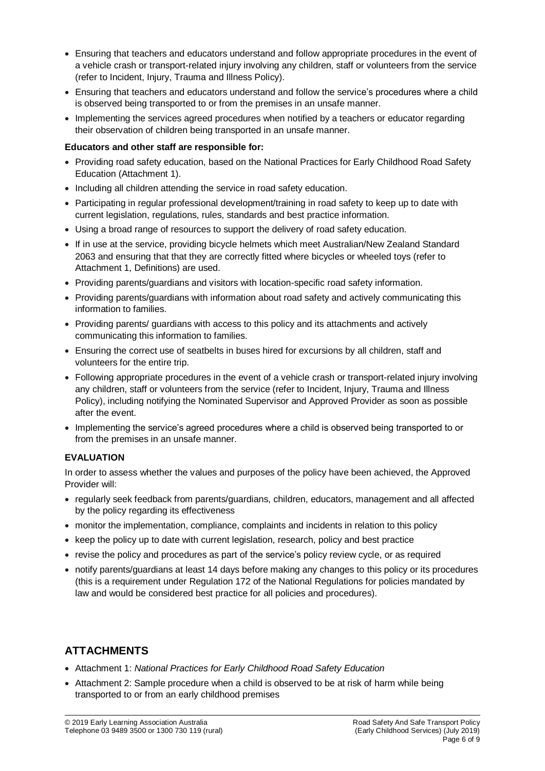- Ensuring that teachers and educators understand and follow appropriate procedures in the event of a vehicle crash or transport-related injury involving any children, staff or volunteers from the service (refer to Incident, Injury, Trauma and Illness Policy).
- Ensuring that teachers and educators understand and follow the service's procedures where a child is observed being transported to or from the premises in an unsafe manner.
- Implementing the services agreed procedures when notified by a teachers or educator regarding their observation of children being transported in an unsafe manner.

**Educators and other staff are responsible for:**

- Providing road safety education, based on the National Practices for Early Childhood Road Safety Education (Attachment 1).
- Including all children attending the service in road safety education.
- Participating in regular professional development/training in road safety to keep up to date with current legislation, regulations, rules, standards and best practice information.
- Using a broad range of resources to support the delivery of road safety education.
- If in use at the service, providing bicycle helmets which meet Australian/New Zealand Standard 2063 and ensuring that that they are correctly fitted where bicycles or wheeled toys (refer to Attachment 1, Definitions) are used.
- Providing parents/guardians and visitors with location-specific road safety information.
- Providing parents/guardians with information about road safety and actively communicating this information to families.
- Providing parents/ guardians with access to this policy and its attachments and actively communicating this information to families.
- Ensuring the correct use of seatbelts in buses hired for excursions by all children, staff and volunteers for the entire trip.
- Following appropriate procedures in the event of a vehicle crash or transport-related injury involving any children, staff or volunteers from the service (refer to Incident, Injury, Trauma and Illness Policy), including notifying the Nominated Supervisor and Approved Provider as soon as possible after the event.
- Implementing the service's agreed procedures where a child is observed being transported to or from the premises in an unsafe manner.

**EVALUATION**

In order to assess whether the values and purposes of the policy have been achieved, the Approved Provider will:

- regularly seek feedback from parents/guardians, children, educators, management and all affected by the policy regarding its effectiveness
- monitor the implementation, compliance, complaints and incidents in relation to this policy
- keep the policy up to date with current legislation, research, policy and best practice
- revise the policy and procedures as part of the service's policy review cycle, or as required
- notify parents/guardians at least 14 days before making any changes to this policy or its procedures (this is a requirement under Regulation 172 of the National Regulations for policies mandated by law and would be considered best practice for all policies and procedures).

## ATTACHMENTS

- Attachment 1: *National Practices for Early Childhood Road Safety Education*
- Attachment 2: Sample procedure when a child is observed to be at risk of harm while being transported to or from an early childhood premises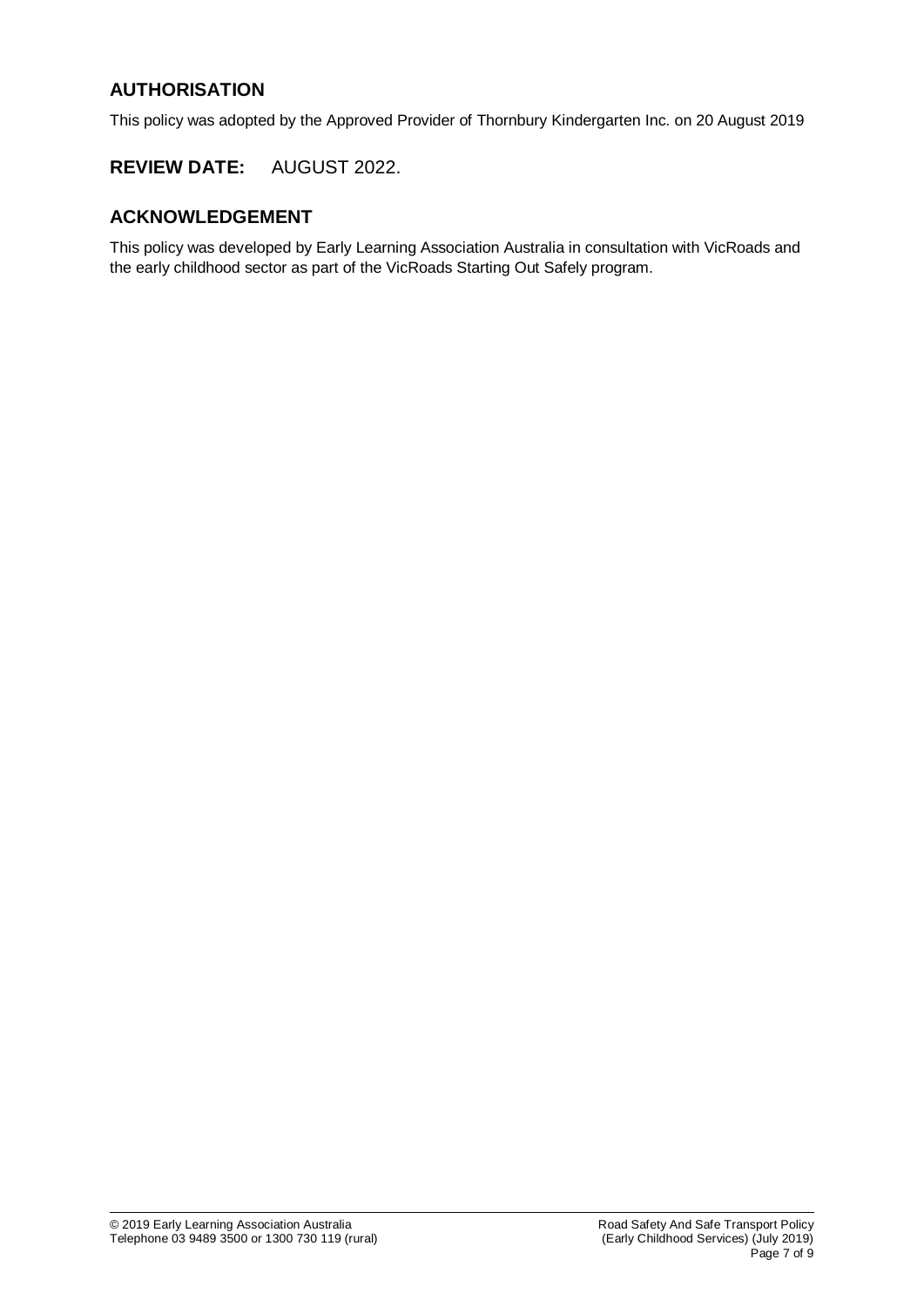## AUTHORISATION

This policy was adopted by the Approved Provider of Thornbury Kindergarten Inc. on 20 August 2019

## REVIEW DATE: AUGUST 2022.

## ACKNOWLEDGEMENT

This policy was developed by Early Learning Association Australia in consultation with VicRoads and the early childhood sector as part of the VicRoads Starting Out Safely program.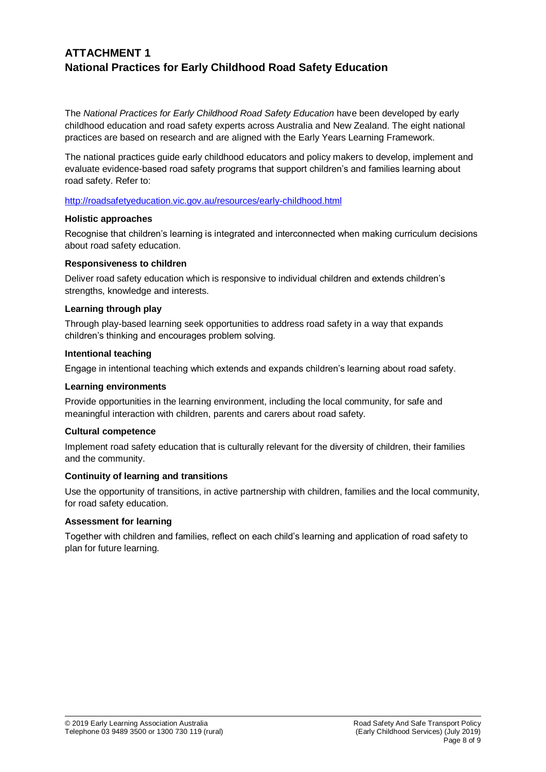# ATTACHMENT 1
## National Practices for Early Childhood Road Safety Education

The *National Practices for Early Childhood Road Safety Education* have been developed by early childhood education and road safety experts across Australia and New Zealand. The eight national practices are based on research and are aligned with the Early Years Learning Framework.

The national practices guide early childhood educators and policy makers to develop, implement and evaluate evidence-based road safety programs that support children's and families learning about road safety. Refer to:

http://roadsafetyeducation.vic.gov.au/resources/early-childhood.html

**Holistic approaches**

Recognise that children's learning is integrated and interconnected when making curriculum decisions about road safety education.

**Responsiveness to children**

Deliver road safety education which is responsive to individual children and extends children's strengths, knowledge and interests.

**Learning through play**

Through play-based learning seek opportunities to address road safety in a way that expands children's thinking and encourages problem solving.

**Intentional teaching**

Engage in intentional teaching which extends and expands children's learning about road safety.

**Learning environments**

Provide opportunities in the learning environment, including the local community, for safe and meaningful interaction with children, parents and carers about road safety.

**Cultural competence**

Implement road safety education that is culturally relevant for the diversity of children, their families and the community.

**Continuity of learning and transitions**

Use the opportunity of transitions, in active partnership with children, families and the local community, for road safety education.

**Assessment for learning**

Together with children and families, reflect on each child's learning and application of road safety to plan for future learning.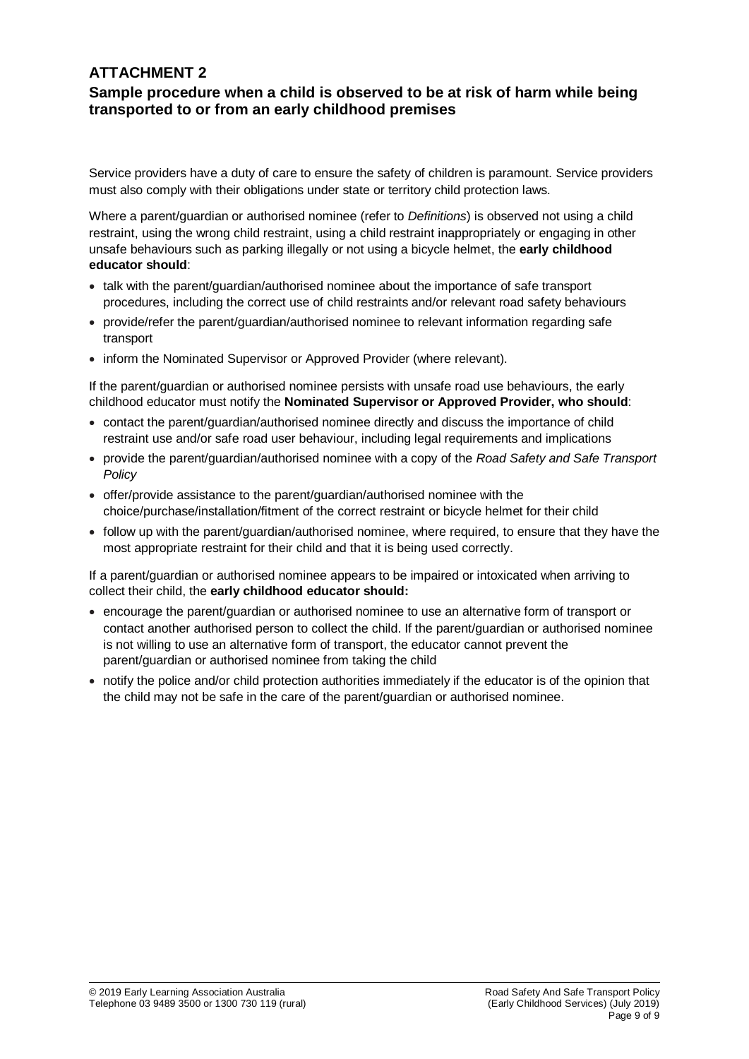# ATTACHMENT 2

## Sample procedure when a child is observed to be at risk of harm while being transported to or from an early childhood premises

Service providers have a duty of care to ensure the safety of children is paramount. Service providers must also comply with their obligations under state or territory child protection laws.

Where a parent/guardian or authorised nominee (refer to *Definitions*) is observed not using a child restraint, using the wrong child restraint, using a child restraint inappropriately or engaging in other unsafe behaviours such as parking illegally or not using a bicycle helmet, the **early childhood educator should**:

- talk with the parent/guardian/authorised nominee about the importance of safe transport procedures, including the correct use of child restraints and/or relevant road safety behaviours
- provide/refer the parent/guardian/authorised nominee to relevant information regarding safe transport
- inform the Nominated Supervisor or Approved Provider (where relevant).

If the parent/guardian or authorised nominee persists with unsafe road use behaviours, the early childhood educator must notify the **Nominated Supervisor or Approved Provider, who should**:

- contact the parent/guardian/authorised nominee directly and discuss the importance of child restraint use and/or safe road user behaviour, including legal requirements and implications
- provide the parent/guardian/authorised nominee with a copy of the *Road Safety and Safe Transport Policy*
- offer/provide assistance to the parent/guardian/authorised nominee with the choice/purchase/installation/fitment of the correct restraint or bicycle helmet for their child
- follow up with the parent/guardian/authorised nominee, where required, to ensure that they have the most appropriate restraint for their child and that it is being used correctly.

If a parent/guardian or authorised nominee appears to be impaired or intoxicated when arriving to collect their child, the **early childhood educator should:**

- encourage the parent/guardian or authorised nominee to use an alternative form of transport or contact another authorised person to collect the child. If the parent/guardian or authorised nominee is not willing to use an alternative form of transport, the educator cannot prevent the parent/guardian or authorised nominee from taking the child
- notify the police and/or child protection authorities immediately if the educator is of the opinion that the child may not be safe in the care of the parent/guardian or authorised nominee.